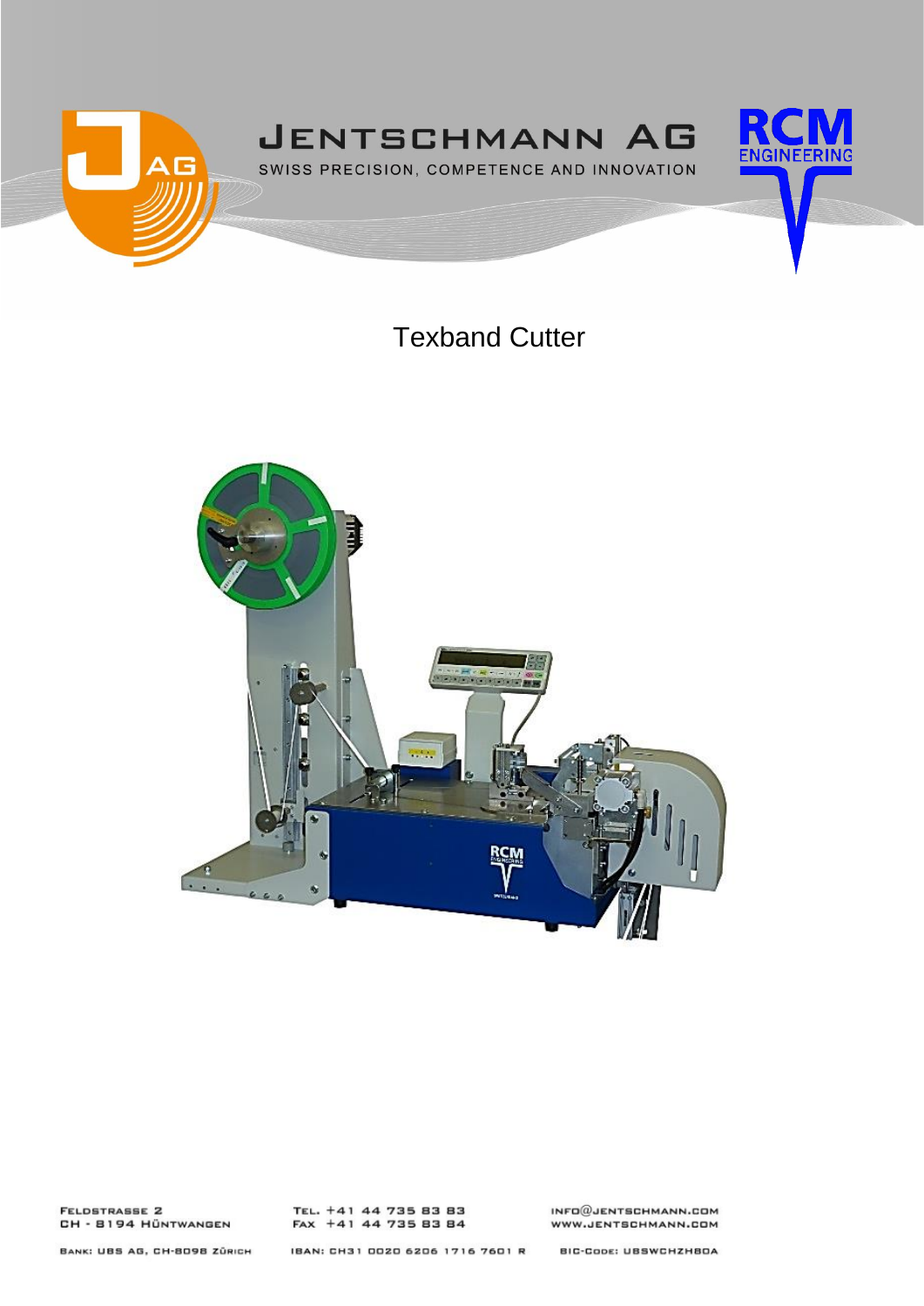# Texband Cutter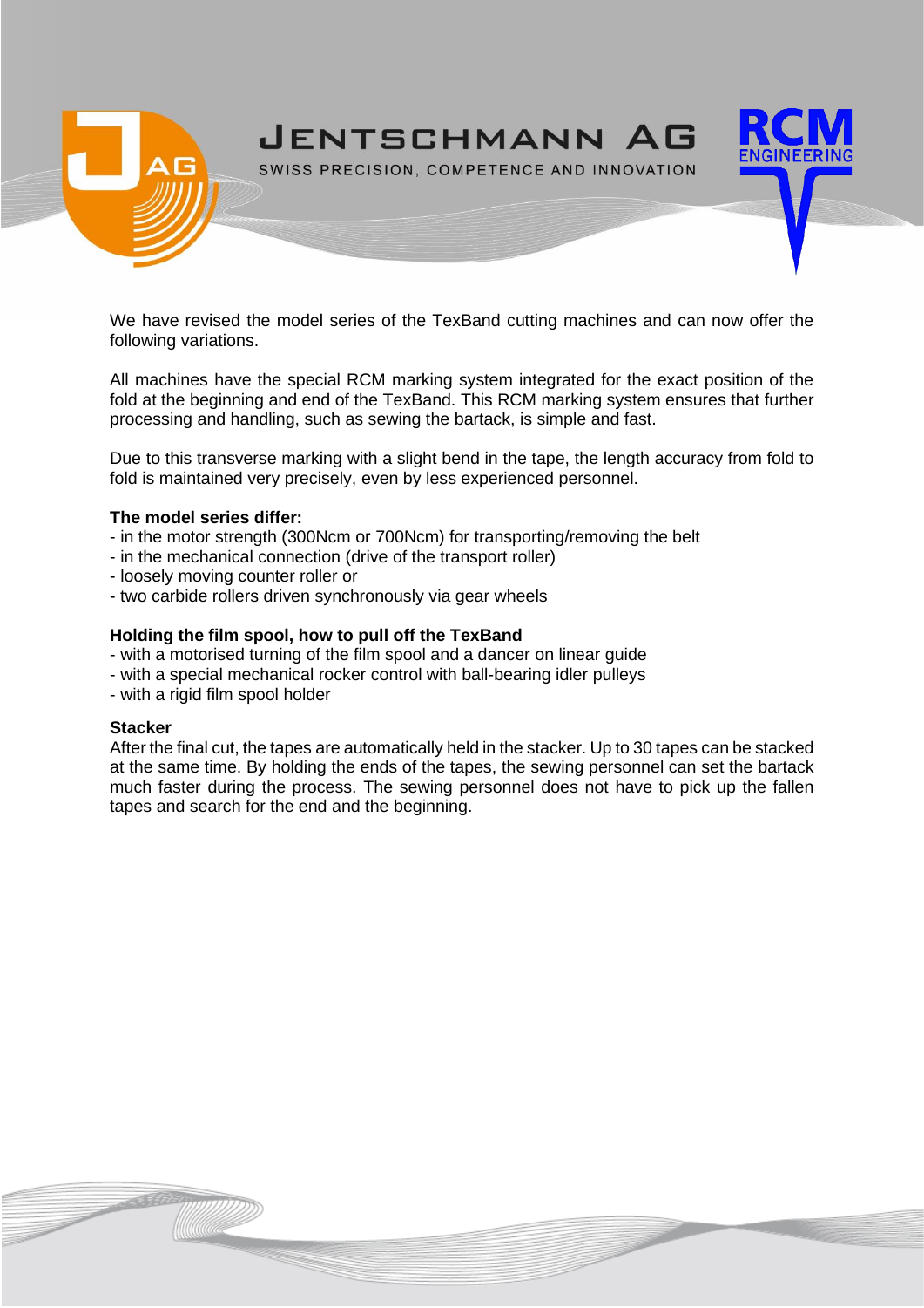We have revised the model series of the TexBand cutting machines and can now offer the following variations.

All machines have the special RCM marking system integrated for the exact position of the fold at the beginning and end of the TexBand. This RCM marking system ensures that further processing and handling, such as sewing the bartack, is simple and fast.

Due to this transverse marking with a slight bend in the tape, the length accuracy from fold to fold is maintained very precisely, even by less experienced personnel.

**The model series differ:**

- in the motor strength (300Ncm or 700Ncm) for transporting/removing the belt
- in the mechanical connection (drive of the transport roller)
- loosely moving counter roller or
- two carbide rollers driven synchronously via gear wheels

**Holding the film spool, how to pull off the TexBand**

- with a motorised turning of the film spool and a dancer on linear guide
- with a special mechanical rocker control with ball-bearing idler pulleys
- with a rigid film spool holder

**Stacker**

After the final cut, the tapes are automatically held in the stacker. Up to 30 tapes can be stacked at the same time. By holding the ends of the tapes, the sewing personnel can set the bartack much faster during the process. The sewing personnel does not have to pick up the fallen tapes and search for the end and the beginning.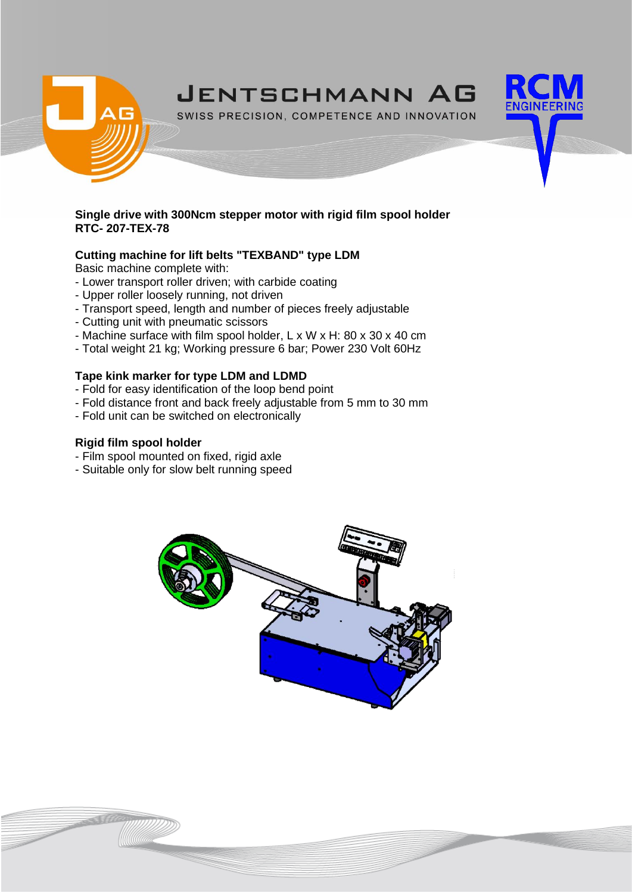**Single drive with 300Ncm stepper motor with rigid film spool holder**
**RTC- 207-TEX-78**

**Cutting machine for lift belts "TEXBAND" type LDM**

Basic machine complete with:

- Lower transport roller driven; with carbide coating
- Upper roller loosely running, not driven
- Transport speed, length and number of pieces freely adjustable
- Cutting unit with pneumatic scissors
- Machine surface with film spool holder, L x W x H: 80 x 30 x 40 cm
- Total weight 21 kg; Working pressure 6 bar; Power 230 Volt 60Hz

**Tape kink marker for type LDM and LDMD**

- Fold for easy identification of the loop bend point
- Fold distance front and back freely adjustable from 5 mm to 30 mm
- Fold unit can be switched on electronically

**Rigid film spool holder**

- Film spool mounted on fixed, rigid axle
- Suitable only for slow belt running speed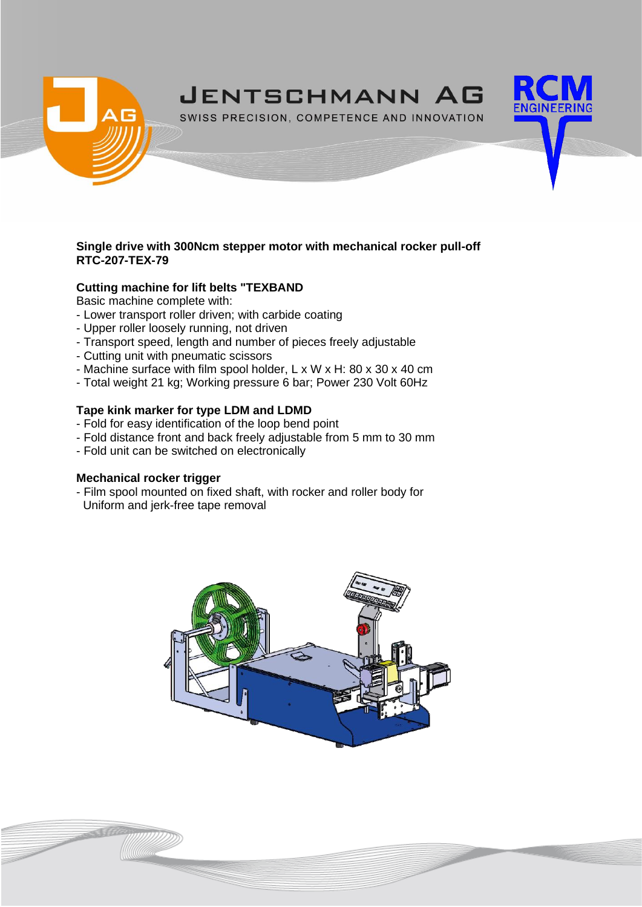**Single drive with 300Ncm stepper motor with mechanical rocker pull-off**
**RTC-207-TEX-79**

**Cutting machine for lift belts "TEXBAND**

Basic machine complete with:

- Lower transport roller driven; with carbide coating
- Upper roller loosely running, not driven
- Transport speed, length and number of pieces freely adjustable
- Cutting unit with pneumatic scissors
- Machine surface with film spool holder, L x W x H: 80 x 30 x 40 cm
- Total weight 21 kg; Working pressure 6 bar; Power 230 Volt 60Hz

**Tape kink marker for type LDM and LDMD**

- Fold for easy identification of the loop bend point
- Fold distance front and back freely adjustable from 5 mm to 30 mm
- Fold unit can be switched on electronically

**Mechanical rocker trigger**

- Film spool mounted on fixed shaft, with rocker and roller body for
  Uniform and jerk-free tape removal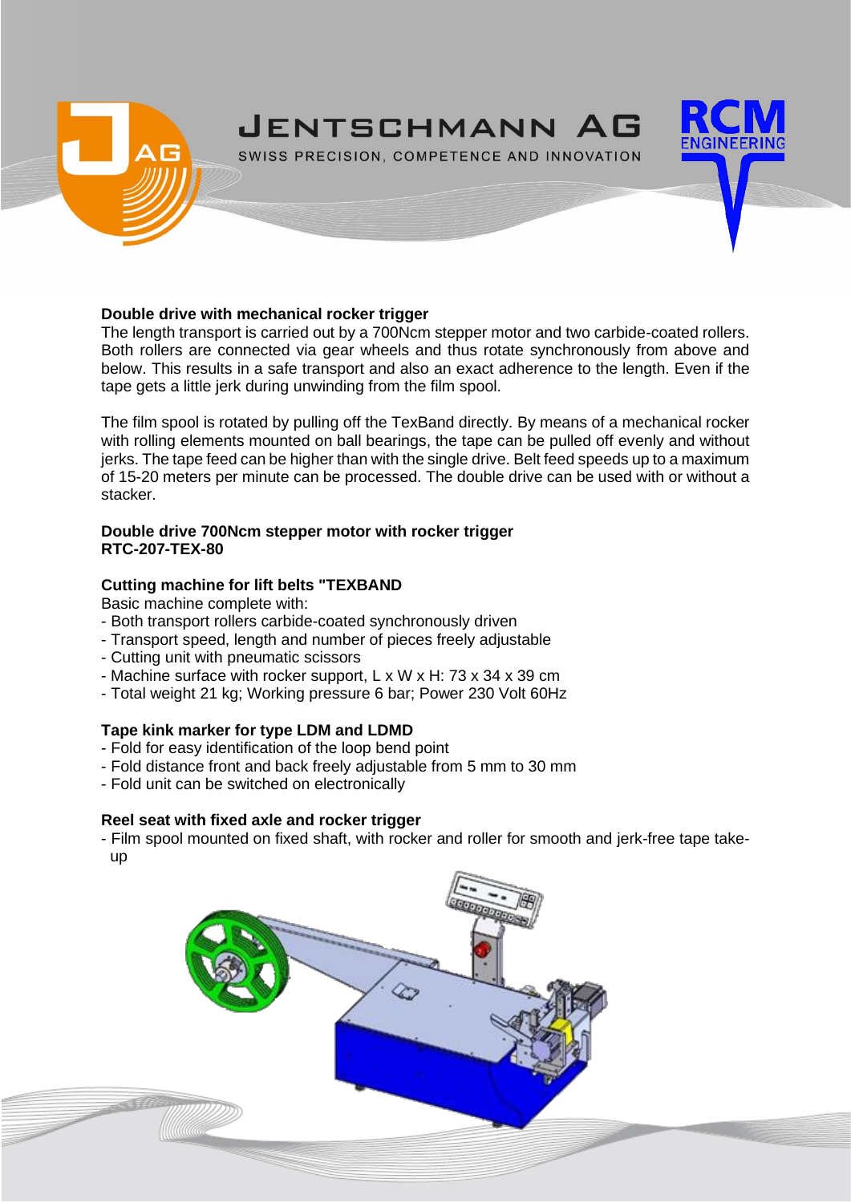**Double drive with mechanical rocker trigger**

The length transport is carried out by a 700Ncm stepper motor and two carbide-coated rollers. Both rollers are connected via gear wheels and thus rotate synchronously from above and below. This results in a safe transport and also an exact adherence to the length. Even if the tape gets a little jerk during unwinding from the film spool.

The film spool is rotated by pulling off the TexBand directly. By means of a mechanical rocker with rolling elements mounted on ball bearings, the tape can be pulled off evenly and without jerks. The tape feed can be higher than with the single drive. Belt feed speeds up to a maximum of 15-20 meters per minute can be processed. The double drive can be used with or without a stacker.

**Double drive 700Ncm stepper motor with rocker trigger**
**RTC-207-TEX-80**

**Cutting machine for lift belts "TEXBAND**

Basic machine complete with:

- Both transport rollers carbide-coated synchronously driven
- Transport speed, length and number of pieces freely adjustable
- Cutting unit with pneumatic scissors
- Machine surface with rocker support, L x W x H: 73 x 34 x 39 cm
- Total weight 21 kg; Working pressure 6 bar; Power 230 Volt 60Hz

**Tape kink marker for type LDM and LDMD**

- Fold for easy identification of the loop bend point
- Fold distance front and back freely adjustable from 5 mm to 30 mm
- Fold unit can be switched on electronically

**Reel seat with fixed axle and rocker trigger**

- Film spool mounted on fixed shaft, with rocker and roller for smooth and jerk-free tape take-up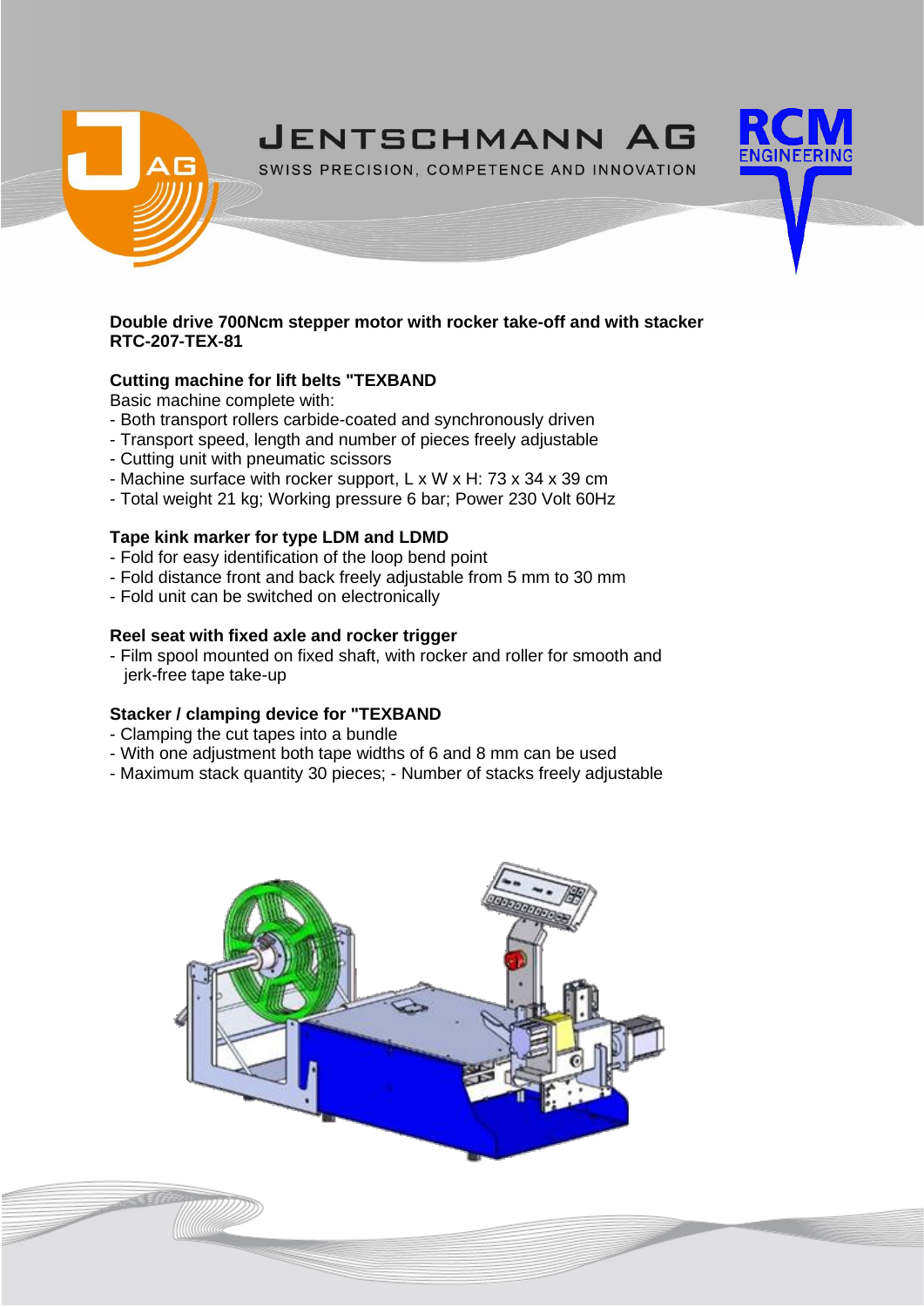**Double drive 700Ncm stepper motor with rocker take-off and with stacker RTC-207-TEX-81**

**Cutting machine for lift belts "TEXBAND**

Basic machine complete with:

- Both transport rollers carbide-coated and synchronously driven
- Transport speed, length and number of pieces freely adjustable
- Cutting unit with pneumatic scissors
- Machine surface with rocker support, L x W x H: 73 x 34 x 39 cm
- Total weight 21 kg; Working pressure 6 bar; Power 230 Volt 60Hz

**Tape kink marker for type LDM and LDMD**

- Fold for easy identification of the loop bend point
- Fold distance front and back freely adjustable from 5 mm to 30 mm
- Fold unit can be switched on electronically

**Reel seat with fixed axle and rocker trigger**

- Film spool mounted on fixed shaft, with rocker and roller for smooth and jerk-free tape take-up

**Stacker / clamping device for "TEXBAND**

- Clamping the cut tapes into a bundle
- With one adjustment both tape widths of 6 and 8 mm can be used
- Maximum stack quantity 30 pieces; - Number of stacks freely adjustable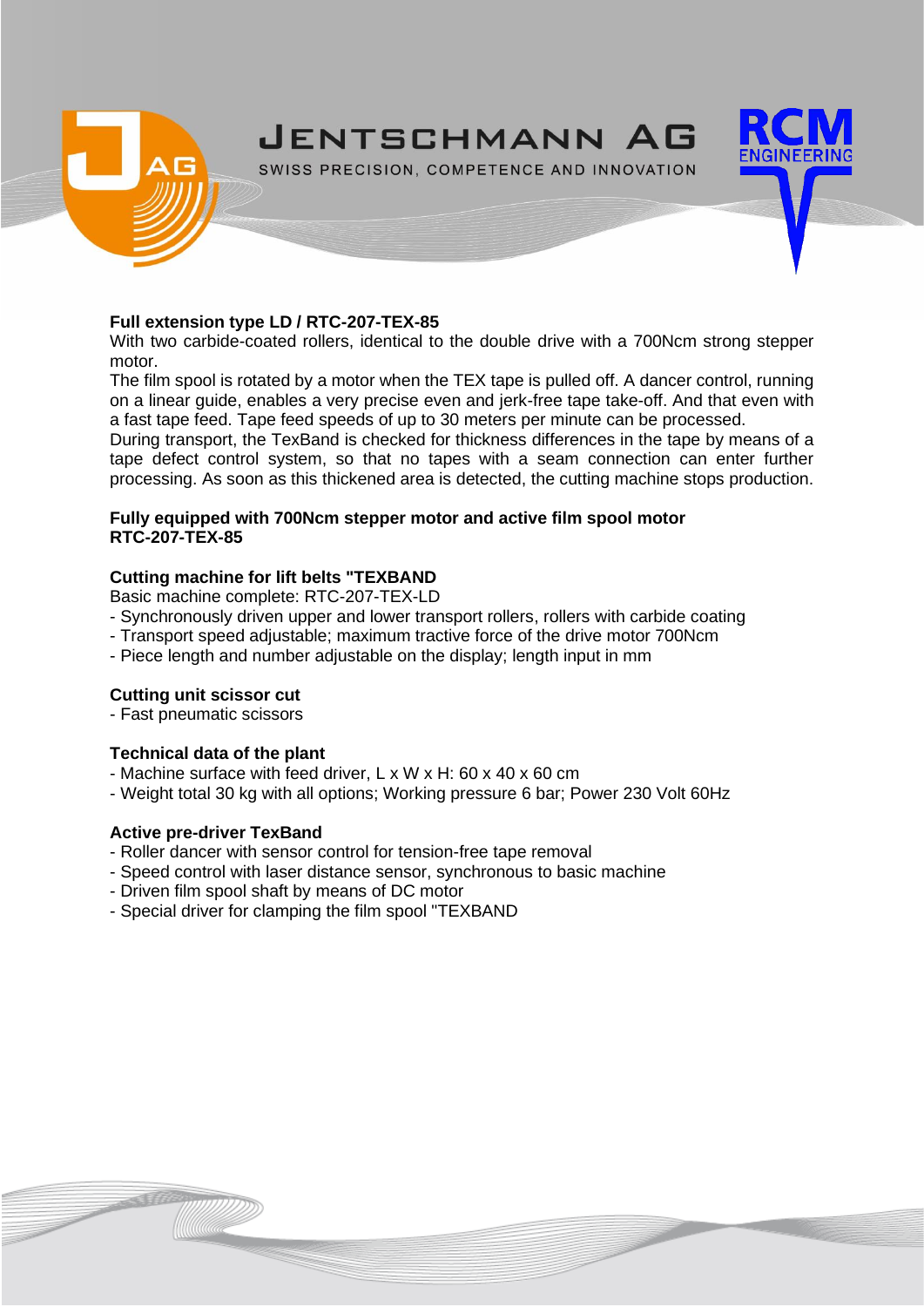**Full extension type LD / RTC-207-TEX-85**
With two carbide-coated rollers, identical to the double drive with a 700Ncm strong stepper motor.
The film spool is rotated by a motor when the TEX tape is pulled off. A dancer control, running on a linear guide, enables a very precise even and jerk-free tape take-off. And that even with a fast tape feed. Tape feed speeds of up to 30 meters per minute can be processed.
During transport, the TexBand is checked for thickness differences in the tape by means of a tape defect control system, so that no tapes with a seam connection can enter further processing. As soon as this thickened area is detected, the cutting machine stops production.

**Fully equipped with 700Ncm stepper motor and active film spool motor**
**RTC-207-TEX-85**

**Cutting machine for lift belts "TEXBAND**
Basic machine complete: RTC-207-TEX-LD
- Synchronously driven upper and lower transport rollers, rollers with carbide coating
- Transport speed adjustable; maximum tractive force of the drive motor 700Ncm
- Piece length and number adjustable on the display; length input in mm

**Cutting unit scissor cut**
- Fast pneumatic scissors

**Technical data of the plant**
- Machine surface with feed driver, L x W x H: 60 x 40 x 60 cm
- Weight total 30 kg with all options; Working pressure 6 bar; Power 230 Volt 60Hz

**Active pre-driver TexBand**
- Roller dancer with sensor control for tension-free tape removal
- Speed control with laser distance sensor, synchronous to basic machine
- Driven film spool shaft by means of DC motor
- Special driver for clamping the film spool "TEXBAND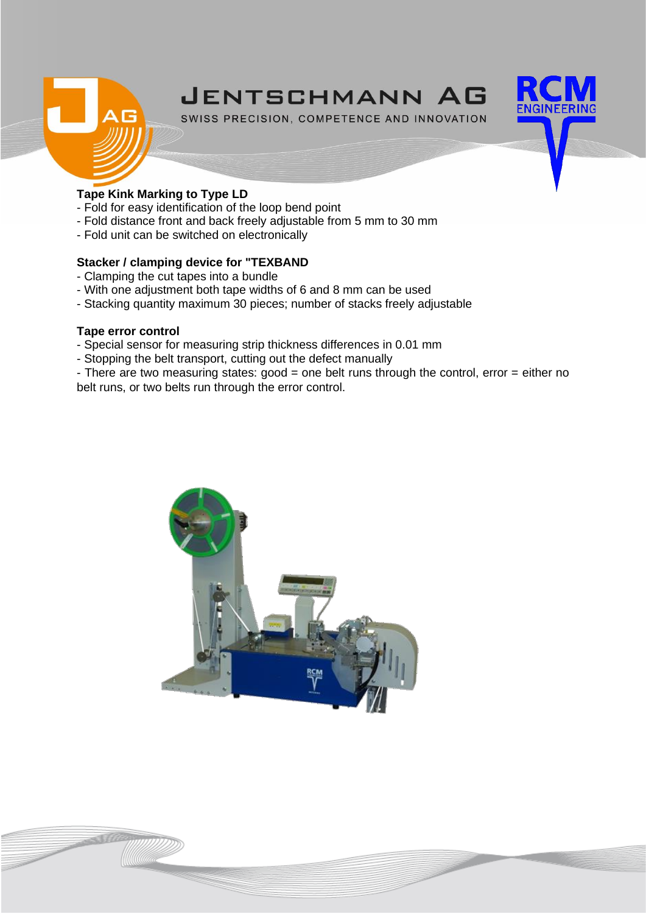**Tape Kink Marking to Type LD**

- Fold for easy identification of the loop bend point
- Fold distance front and back freely adjustable from 5 mm to 30 mm
- Fold unit can be switched on electronically

**Stacker / clamping device for "TEXBAND**

- Clamping the cut tapes into a bundle
- With one adjustment both tape widths of 6 and 8 mm can be used
- Stacking quantity maximum 30 pieces; number of stacks freely adjustable

**Tape error control**

- Special sensor for measuring strip thickness differences in 0.01 mm
- Stopping the belt transport, cutting out the defect manually
- There are two measuring states: good = one belt runs through the control, error = either no belt runs, or two belts run through the error control.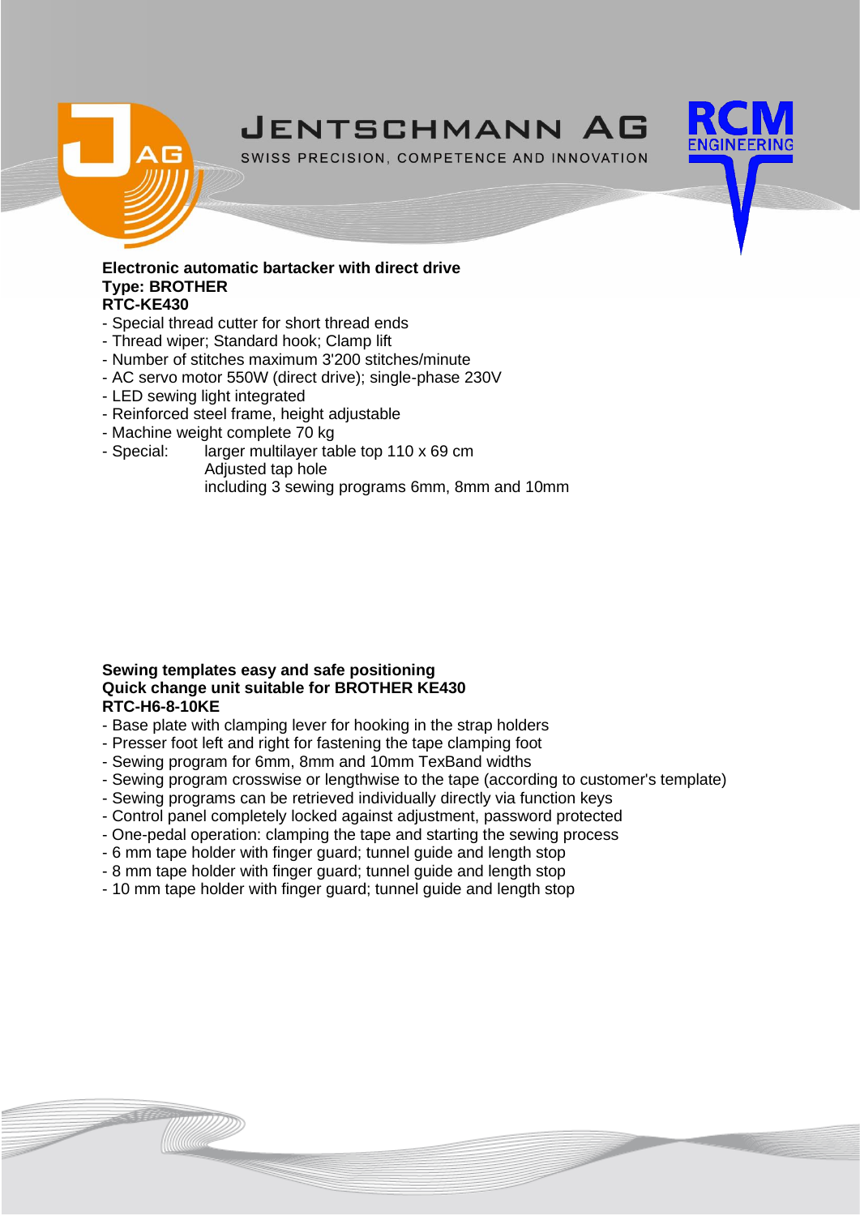**Electronic automatic bartacker with direct drive**
**Type: BROTHER**
**RTC-KE430**

- Special thread cutter for short thread ends
- Thread wiper; Standard hook; Clamp lift
- Number of stitches maximum 3'200 stitches/minute
- AC servo motor 550W (direct drive); single-phase 230V
- LED sewing light integrated
- Reinforced steel frame, height adjustable
- Machine weight complete 70 kg
- Special: larger multilayer table top 110 x 69 cm
  Adjusted tap hole
  including 3 sewing programs 6mm, 8mm and 10mm

**Sewing templates easy and safe positioning**
**Quick change unit suitable for BROTHER KE430**
**RTC-H6-8-10KE**

- Base plate with clamping lever for hooking in the strap holders
- Presser foot left and right for fastening the tape clamping foot
- Sewing program for 6mm, 8mm and 10mm TexBand widths
- Sewing program crosswise or lengthwise to the tape (according to customer's template)
- Sewing programs can be retrieved individually directly via function keys
- Control panel completely locked against adjustment, password protected
- One-pedal operation: clamping the tape and starting the sewing process
- 6 mm tape holder with finger guard; tunnel guide and length stop
- 8 mm tape holder with finger guard; tunnel guide and length stop
- 10 mm tape holder with finger guard; tunnel guide and length stop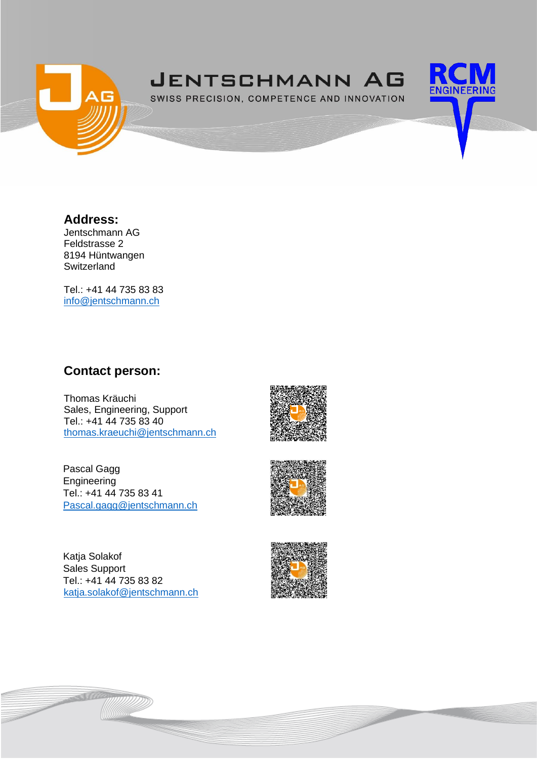JENTSCHMANN AG

SWISS PRECISION, COMPETENCE AND INNOVATION

RCM ENGINEERING

## Address:

Jentschmann AG
Feldstrasse 2
8194 Hüntwangen
Switzerland

Tel.: +41 44 735 83 83
info@jentschmann.ch

## Contact person:

Thomas Kräuchi
Sales, Engineering, Support
Tel.: +41 44 735 83 40
thomas.kraeuchi@jentschmann.ch

Pascal Gagg
Engineering
Tel.: +41 44 735 83 41
Pascal.gagg@jentschmann.ch

Katja Solakof
Sales Support
Tel.: +41 44 735 83 82
katja.solakof@jentschmann.ch